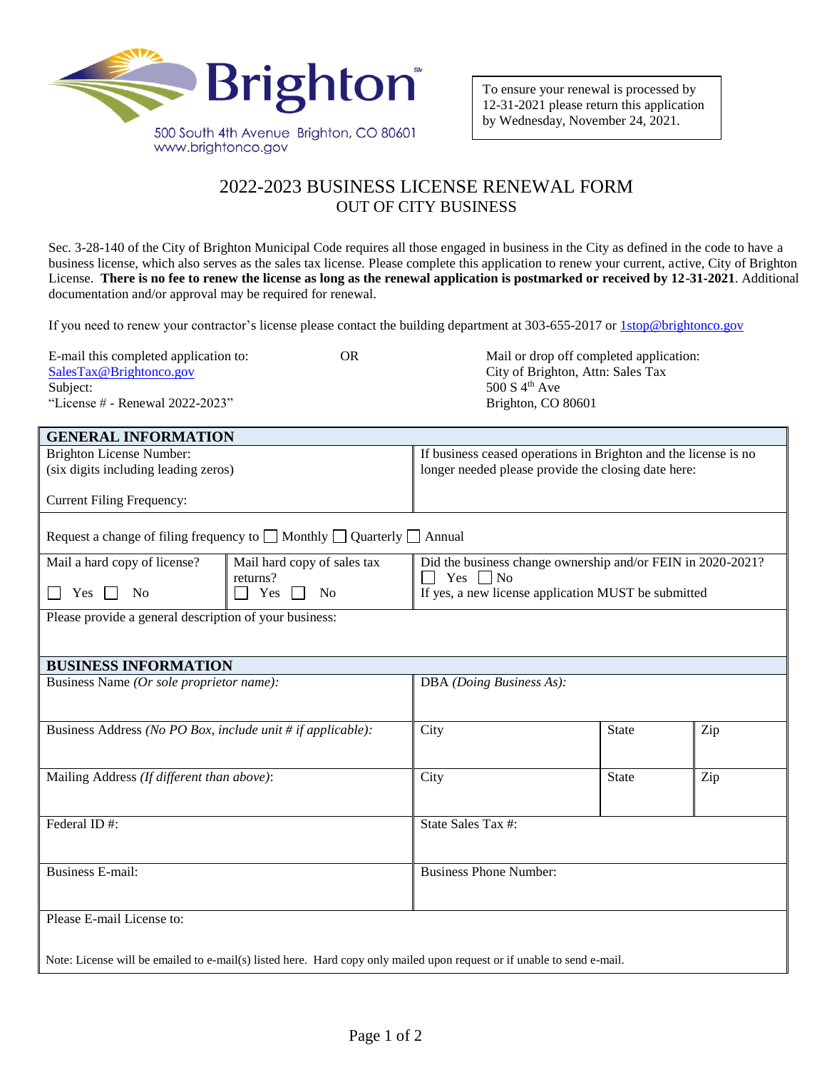**Brighton**

500 South 4th Avenue Brighton, CO 80601
www.brightonco.gov

To ensure your renewal is processed by 12-31-2021 please return this application by Wednesday, November 24, 2021.

# 2022-2023 BUSINESS LICENSE RENEWAL FORM

## OUT OF CITY BUSINESS

Sec. 3-28-140 of the City of Brighton Municipal Code requires all those engaged in business in the City as defined in the code to have a business license, which also serves as the sales tax license. Please complete this application to renew your current, active, City of Brighton License. **There is no fee to renew the license as long as the renewal application is postmarked or received by 12-31-2021**. Additional documentation and/or approval may be required for renewal.

If you need to renew your contractor's license please contact the building department at 303-655-2017 or 1stop@brightonco.gov

E-mail this completed application to:
SalesTax@Brightonco.gov
Subject:
"License # - Renewal 2022-2023"

OR

Mail or drop off completed application:
City of Brighton, Attn: Sales Tax
500 S 4th Ave
Brighton, CO 80601

| **GENERAL INFORMATION** | | |
|---|---|---|
| Brighton License Number: (six digits including leading zeros)<br><br>Current Filing Frequency: | | If business ceased operations in Brighton and the license is no longer needed please provide the closing date here: |
| Request a change of filing frequency to ☐ Monthly ☐ Quarterly ☐ Annual | | |
| Mail a hard copy of license?<br>☐ Yes ☐ No | Mail hard copy of sales tax returns?<br>☐ Yes ☐ No | Did the business change ownership and/or FEIN in 2020-2021?<br>☐ Yes ☐ No<br>If yes, a new license application MUST be submitted |
| Please provide a general description of your business: | | |

| **BUSINESS INFORMATION** | | | |
|---|---|---|---|
| Business Name *(Or sole proprietor name)*: | DBA *(Doing Business As)*: | | |
| Business Address *(No PO Box, include unit # if applicable)*: | City | State | Zip |
| Mailing Address *(If different than above)*: | City | State | Zip |
| Federal ID #: | State Sales Tax #: | | |
| Business E-mail: | Business Phone Number: | | |
| Please E-mail License to:<br><br>Note: License will be emailed to e-mail(s) listed here. Hard copy only mailed upon request or if unable to send e-mail. | | | |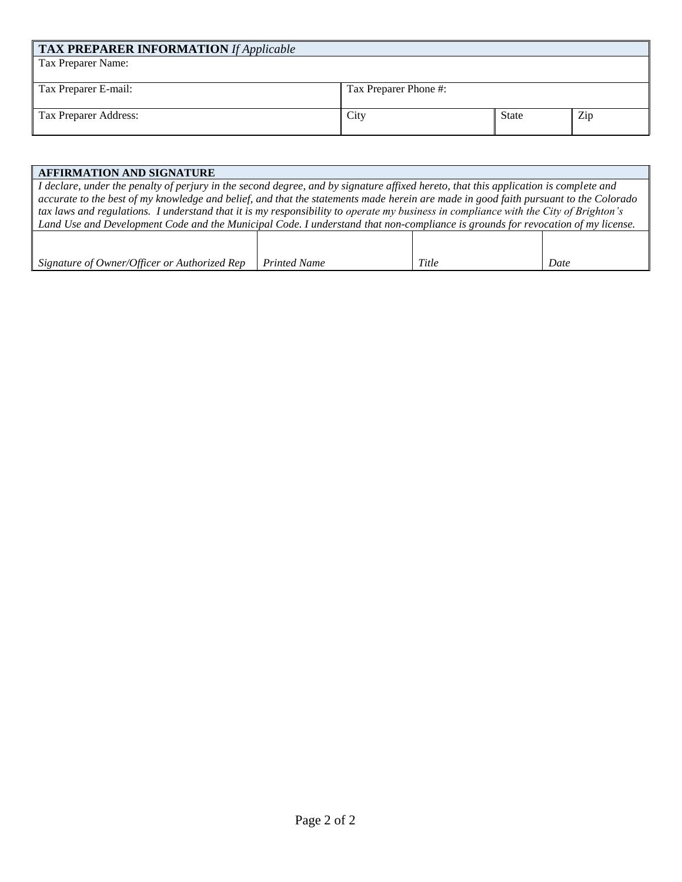**TAX PREPARER INFORMATION** *If Applicable*

| | | | |
|---|---|---|---|
| Tax Preparer Name: | | | |
| Tax Preparer E-mail: | Tax Preparer Phone #: | | |
| Tax Preparer Address: | City | State | Zip |

**AFFIRMATION AND SIGNATURE**

*I declare, under the penalty of perjury in the second degree, and by signature affixed hereto, that this application is complete and accurate to the best of my knowledge and belief, and that the statements made herein are made in good faith pursuant to the Colorado tax laws and regulations. I understand that it is my responsibility to operate my business in compliance with the City of Brighton's Land Use and Development Code and the Municipal Code. I understand that non-compliance is grounds for revocation of my license.*

| | | | |
|---|---|---|---|
| *Signature of Owner/Officer or Authorized Rep* | *Printed Name* | *Title* | *Date* |